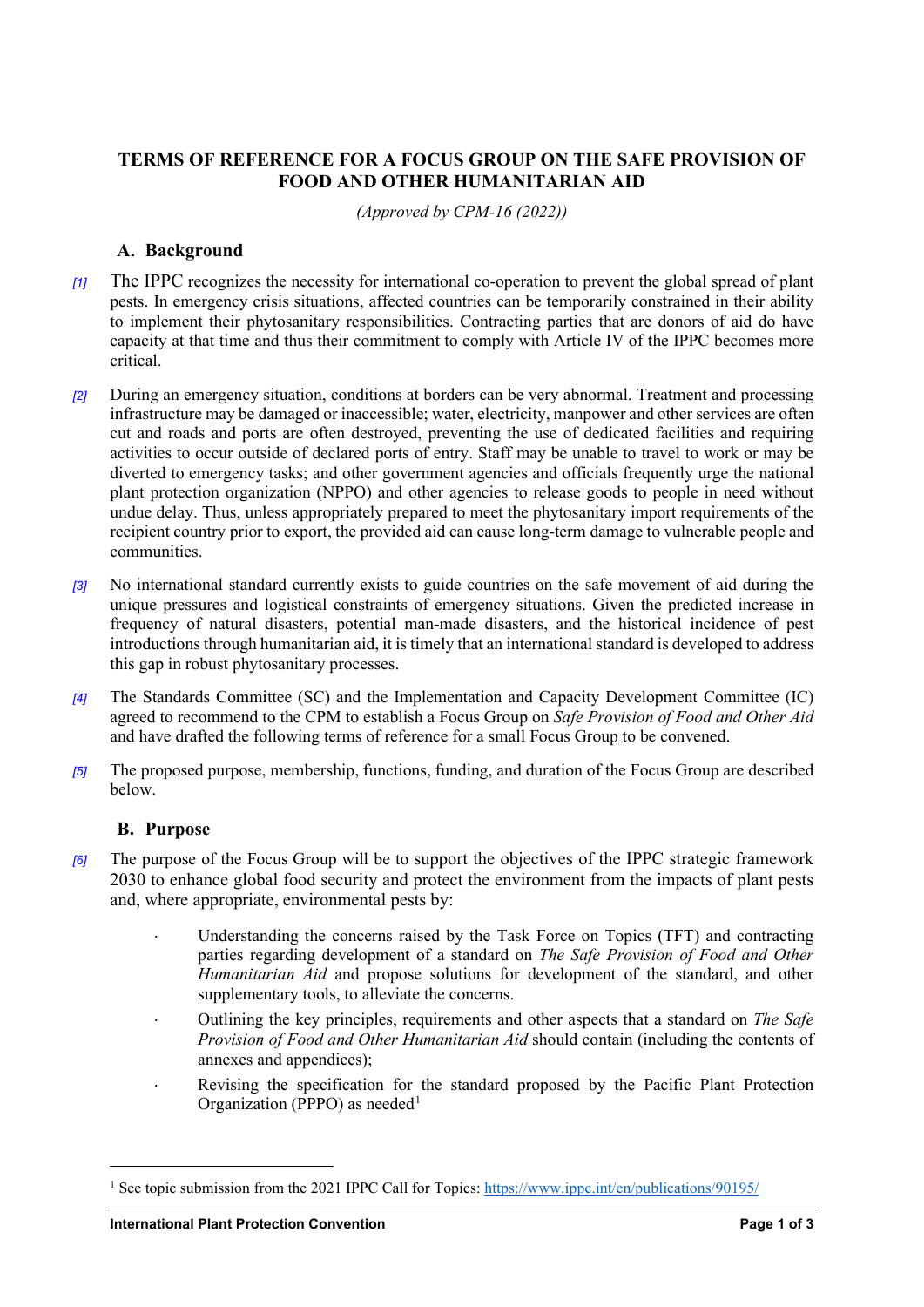# TERMS OF REFERENCE FOR A FOCUS GROUP ON THE SAFE PROVISION OF FOOD AND OTHER HUMANITARIAN AID

*(Approved by CPM-16 (2022))*

## A. Background

[1] The IPPC recognizes the necessity for international co-operation to prevent the global spread of plant pests. In emergency crisis situations, affected countries can be temporarily constrained in their ability to implement their phytosanitary responsibilities. Contracting parties that are donors of aid do have capacity at that time and thus their commitment to comply with Article IV of the IPPC becomes more critical.

[2] During an emergency situation, conditions at borders can be very abnormal. Treatment and processing infrastructure may be damaged or inaccessible; water, electricity, manpower and other services are often cut and roads and ports are often destroyed, preventing the use of dedicated facilities and requiring activities to occur outside of declared ports of entry. Staff may be unable to travel to work or may be diverted to emergency tasks; and other government agencies and officials frequently urge the national plant protection organization (NPPO) and other agencies to release goods to people in need without undue delay. Thus, unless appropriately prepared to meet the phytosanitary import requirements of the recipient country prior to export, the provided aid can cause long-term damage to vulnerable people and communities.

[3] No international standard currently exists to guide countries on the safe movement of aid during the unique pressures and logistical constraints of emergency situations. Given the predicted increase in frequency of natural disasters, potential man-made disasters, and the historical incidence of pest introductions through humanitarian aid, it is timely that an international standard is developed to address this gap in robust phytosanitary processes.

[4] The Standards Committee (SC) and the Implementation and Capacity Development Committee (IC) agreed to recommend to the CPM to establish a Focus Group on *Safe Provision of Food and Other Aid* and have drafted the following terms of reference for a small Focus Group to be convened.

[5] The proposed purpose, membership, functions, funding, and duration of the Focus Group are described below.

## B. Purpose

[6] The purpose of the Focus Group will be to support the objectives of the IPPC strategic framework 2030 to enhance global food security and protect the environment from the impacts of plant pests and, where appropriate, environmental pests by:

- Understanding the concerns raised by the Task Force on Topics (TFT) and contracting parties regarding development of a standard on *The Safe Provision of Food and Other Humanitarian Aid* and propose solutions for development of the standard, and other supplementary tools, to alleviate the concerns.
- Outlining the key principles, requirements and other aspects that a standard on *The Safe Provision of Food and Other Humanitarian Aid* should contain (including the contents of annexes and appendices);
- Revising the specification for the standard proposed by the Pacific Plant Protection Organization (PPPO) as needed[1]

[1] See topic submission from the 2021 IPPC Call for Topics: https://www.ippc.int/en/publications/90195/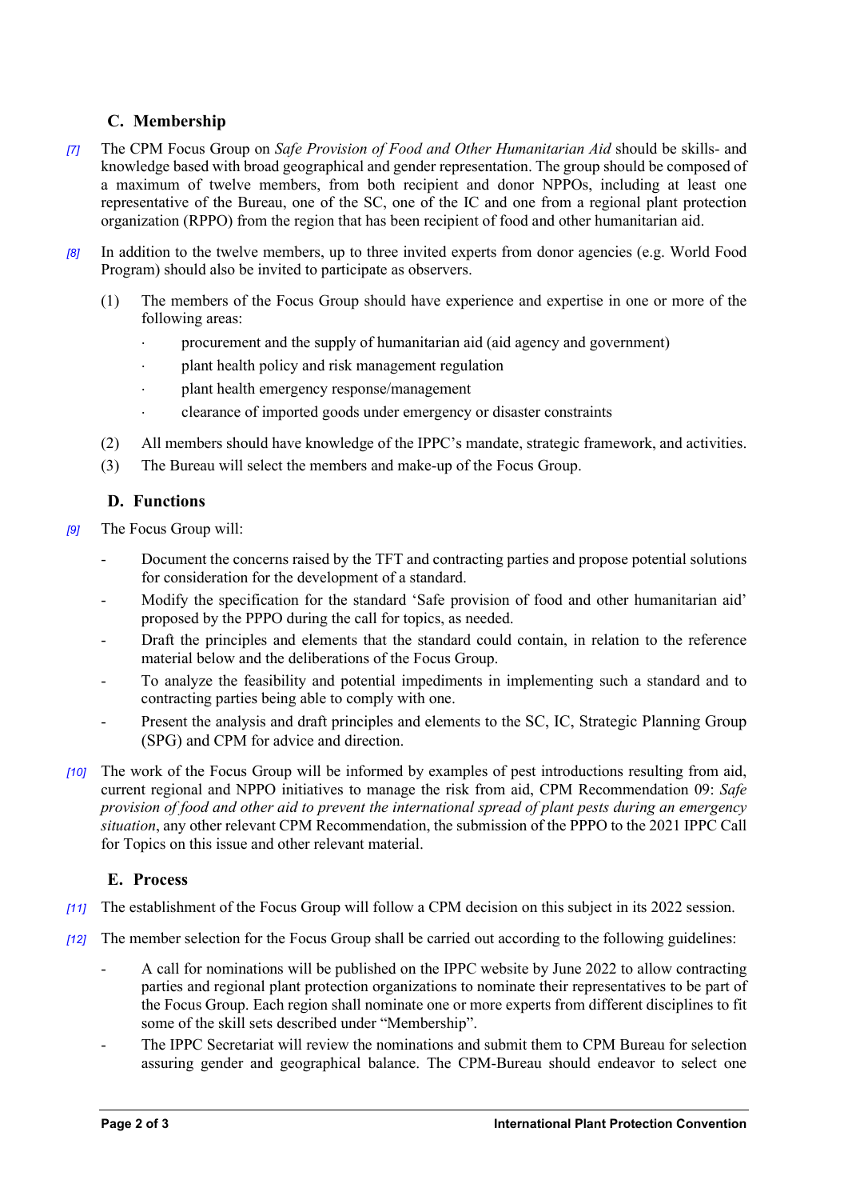## C. Membership

[7] The CPM Focus Group on *Safe Provision of Food and Other Humanitarian Aid* should be skills- and knowledge based with broad geographical and gender representation. The group should be composed of a maximum of twelve members, from both recipient and donor NPPOs, including at least one representative of the Bureau, one of the SC, one of the IC and one from a regional plant protection organization (RPPO) from the region that has been recipient of food and other humanitarian aid.

[8] In addition to the twelve members, up to three invited experts from donor agencies (e.g. World Food Program) should also be invited to participate as observers.

(1) The members of the Focus Group should have experience and expertise in one or more of the following areas:

- procurement and the supply of humanitarian aid (aid agency and government)
- plant health policy and risk management regulation
- plant health emergency response/management
- clearance of imported goods under emergency or disaster constraints

(2) All members should have knowledge of the IPPC's mandate, strategic framework, and activities.

(3) The Bureau will select the members and make-up of the Focus Group.

## D. Functions

[9] The Focus Group will:

- Document the concerns raised by the TFT and contracting parties and propose potential solutions for consideration for the development of a standard.
- Modify the specification for the standard 'Safe provision of food and other humanitarian aid' proposed by the PPPO during the call for topics, as needed.
- Draft the principles and elements that the standard could contain, in relation to the reference material below and the deliberations of the Focus Group.
- To analyze the feasibility and potential impediments in implementing such a standard and to contracting parties being able to comply with one.
- Present the analysis and draft principles and elements to the SC, IC, Strategic Planning Group (SPG) and CPM for advice and direction.

[10] The work of the Focus Group will be informed by examples of pest introductions resulting from aid, current regional and NPPO initiatives to manage the risk from aid, CPM Recommendation 09: *Safe provision of food and other aid to prevent the international spread of plant pests during an emergency situation*, any other relevant CPM Recommendation, the submission of the PPPO to the 2021 IPPC Call for Topics on this issue and other relevant material.

## E. Process

[11] The establishment of the Focus Group will follow a CPM decision on this subject in its 2022 session.

[12] The member selection for the Focus Group shall be carried out according to the following guidelines:

- A call for nominations will be published on the IPPC website by June 2022 to allow contracting parties and regional plant protection organizations to nominate their representatives to be part of the Focus Group. Each region shall nominate one or more experts from different disciplines to fit some of the skill sets described under "Membership".
- The IPPC Secretariat will review the nominations and submit them to CPM Bureau for selection assuring gender and geographical balance. The CPM-Bureau should endeavor to select one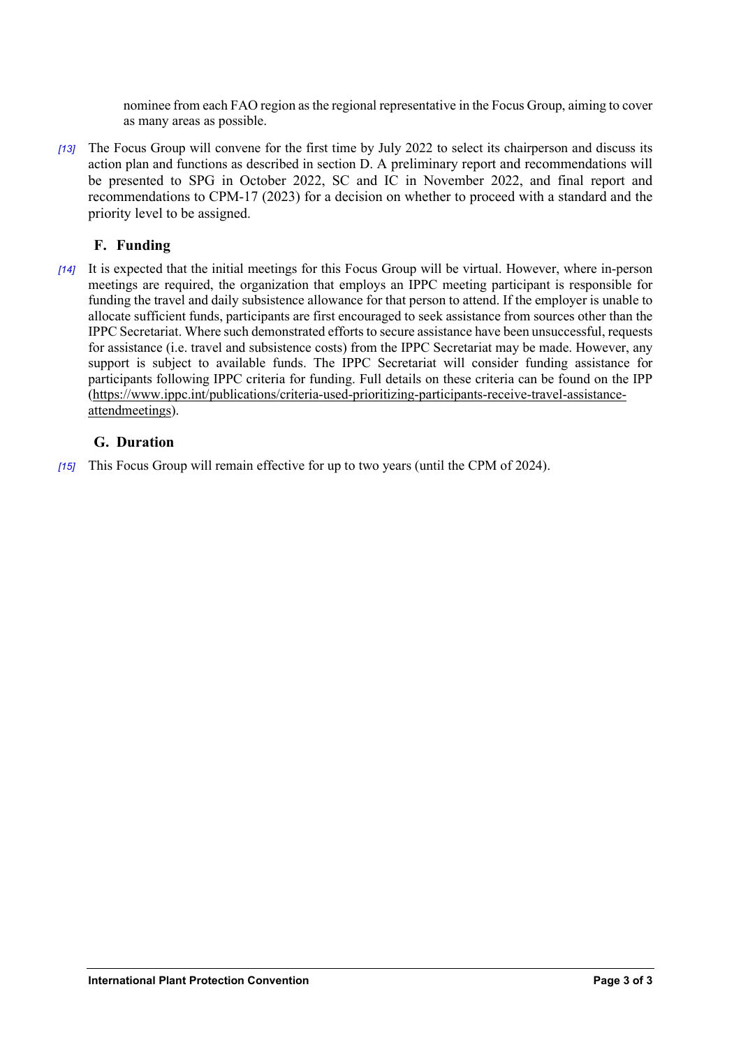nominee from each FAO region as the regional representative in the Focus Group, aiming to cover as many areas as possible.

*[13]* The Focus Group will convene for the first time by July 2022 to select its chairperson and discuss its action plan and functions as described in section D. A preliminary report and recommendations will be presented to SPG in October 2022, SC and IC in November 2022, and final report and recommendations to CPM-17 (2023) for a decision on whether to proceed with a standard and the priority level to be assigned.

## F. Funding

*[14]* It is expected that the initial meetings for this Focus Group will be virtual. However, where in-person meetings are required, the organization that employs an IPPC meeting participant is responsible for funding the travel and daily subsistence allowance for that person to attend. If the employer is unable to allocate sufficient funds, participants are first encouraged to seek assistance from sources other than the IPPC Secretariat. Where such demonstrated efforts to secure assistance have been unsuccessful, requests for assistance (i.e. travel and subsistence costs) from the IPPC Secretariat may be made. However, any support is subject to available funds. The IPPC Secretariat will consider funding assistance for participants following IPPC criteria for funding. Full details on these criteria can be found on the IPP (https://www.ippc.int/publications/criteria-used-prioritizing-participants-receive-travel-assistance-attendmeetings).

## G. Duration

*[15]* This Focus Group will remain effective for up to two years (until the CPM of 2024).